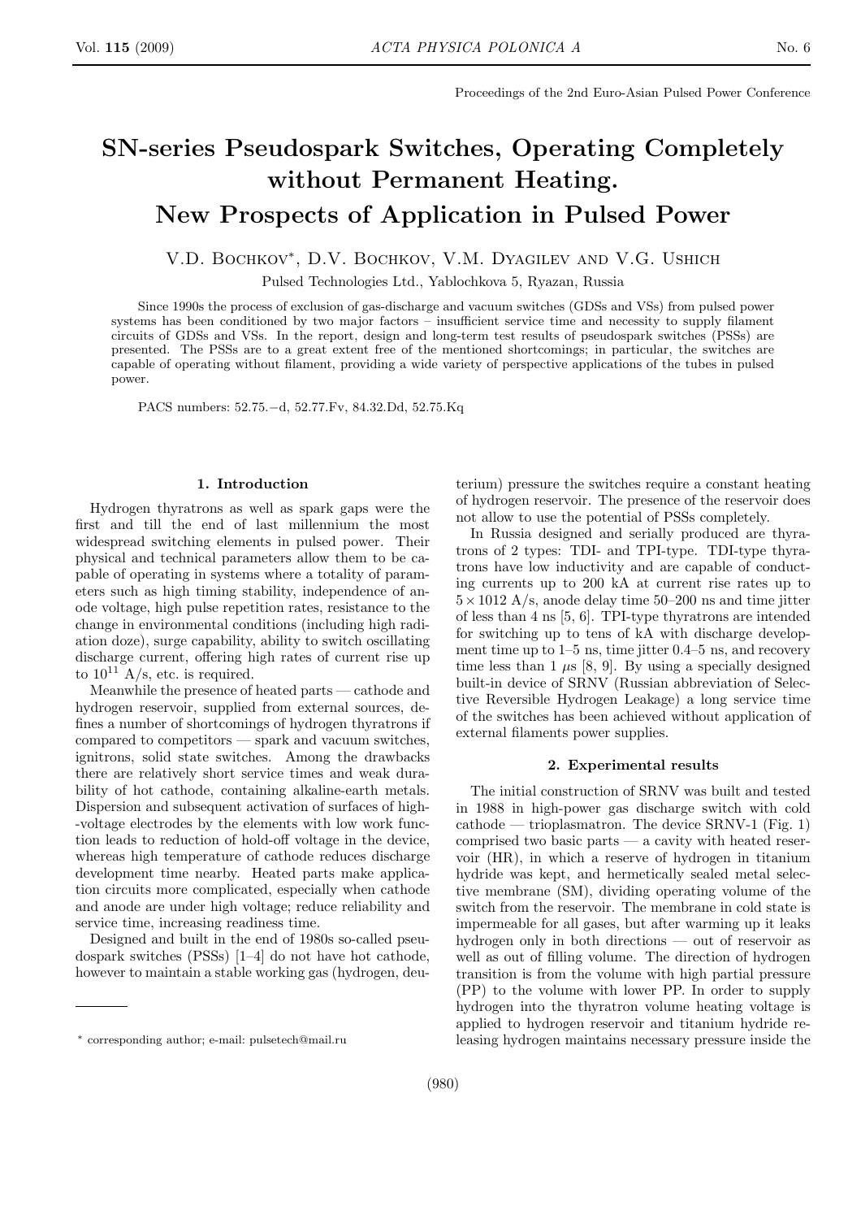Proceedings of the 2nd Euro-Asian Pulsed Power Conference

# SN-series Pseudospark Switches, Operating Completely without Permanent Heating. New Prospects of Application in Pulsed Power

V.D. Bochkov*, D.V. Bochkov, V.M. Dyagilev and V.G. Ushich

Pulsed Technologies Ltd., Yablochkova 5, Ryazan, Russia

Since 1990s the process of exclusion of gas-discharge and vacuum switches (GDSs and VSs) from pulsed power systems has been conditioned by two major factors – insufficient service time and necessity to supply filament circuits of GDSs and VSs. In the report, design and long-term test results of pseudospark switches (PSSs) are presented. The PSSs are to a great extent free of the mentioned shortcomings; in particular, the switches are capable of operating without filament, providing a wide variety of perspective applications of the tubes in pulsed power.

PACS numbers: 52.75.−d, 52.77.Fv, 84.32.Dd, 52.75.Kq

## 1. Introduction

Hydrogen thyratrons as well as spark gaps were the first and till the end of last millennium the most widespread switching elements in pulsed power. Their physical and technical parameters allow them to be capable of operating in systems where a totality of parameters such as high timing stability, independence of anode voltage, high pulse repetition rates, resistance to the change in environmental conditions (including high radiation doze), surge capability, ability to switch oscillating discharge current, offering high rates of current rise up to $10^{11}$ A/s, etc. is required.

Meanwhile the presence of heated parts — cathode and hydrogen reservoir, supplied from external sources, defines a number of shortcomings of hydrogen thyratrons if compared to competitors — spark and vacuum switches, ignitrons, solid state switches. Among the drawbacks there are relatively short service times and weak durability of hot cathode, containing alkaline-earth metals. Dispersion and subsequent activation of surfaces of high-voltage electrodes by the elements with low work function leads to reduction of hold-off voltage in the device, whereas high temperature of cathode reduces discharge development time nearby. Heated parts make application circuits more complicated, especially when cathode and anode are under high voltage; reduce reliability and service time, increasing readiness time.

Designed and built in the end of 1980s so-called pseudospark switches (PSSs) [1–4] do not have hot cathode, however to maintain a stable working gas (hydrogen, deuterium) pressure the switches require a constant heating of hydrogen reservoir. The presence of the reservoir does not allow to use the potential of PSSs completely.

In Russia designed and serially produced are thyratrons of 2 types: TDI- and TPI-type. TDI-type thyratrons have low inductivity and are capable of conducting currents up to 200 kA at current rise rates up to $5 \times 1012$ A/s, anode delay time 50–200 ns and time jitter of less than 4 ns [5, 6]. TPI-type thyratrons are intended for switching up to tens of kA with discharge development time up to 1–5 ns, time jitter 0.4–5 ns, and recovery time less than 1 $\mu$s [8, 9]. By using a specially designed built-in device of SRNV (Russian abbreviation of Selective Reversible Hydrogen Leakage) a long service time of the switches has been achieved without application of external filaments power supplies.

## 2. Experimental results

The initial construction of SRNV was built and tested in 1988 in high-power gas discharge switch with cold cathode — trioplasmatron. The device SRNV-1 (Fig. 1) comprised two basic parts — a cavity with heated reservoir (HR), in which a reserve of hydrogen in titanium hydride was kept, and hermetically sealed metal selective membrane (SM), dividing operating volume of the switch from the reservoir. The membrane in cold state is impermeable for all gases, but after warming up it leaks hydrogen only in both directions — out of reservoir as well as out of filling volume. The direction of hydrogen transition is from the volume with high partial pressure (PP) to the volume with lower PP. In order to supply hydrogen into the thyratron volume heating voltage is applied to hydrogen reservoir and titanium hydride releasing hydrogen maintains necessary pressure inside the

* corresponding author; e-mail: pulsetech@mail.ru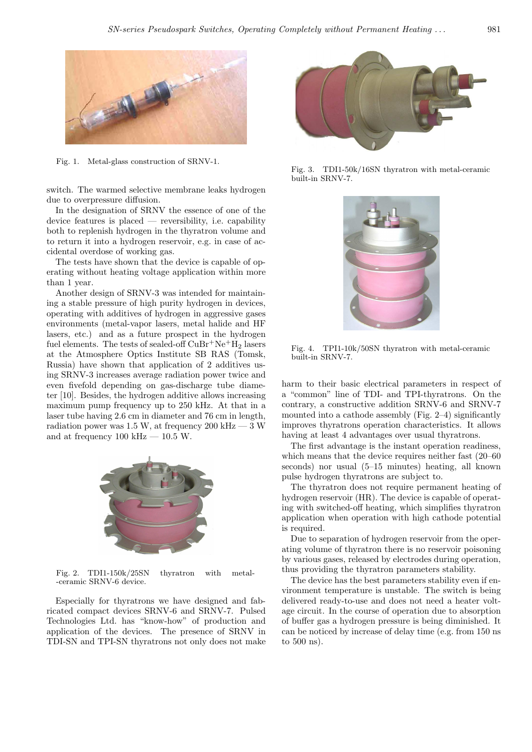Fig. 1. Metal-glass construction of SRNV-1.

switch. The warmed selective membrane leaks hydrogen due to overpressure diffusion.

In the designation of SRNV the essence of one of the device features is placed — reversibility, i.e. capability both to replenish hydrogen in the thyratron volume and to return it into a hydrogen reservoir, e.g. in case of accidental overdose of working gas.

The tests have shown that the device is capable of operating without heating voltage application within more than 1 year.

Another design of SRNV-3 was intended for maintaining a stable pressure of high purity hydrogen in devices, operating with additives of hydrogen in aggressive gases environments (metal-vapor lasers, metal halide and HF lasers, etc.) and as a future prospect in the hydrogen fuel elements. The tests of sealed-off $CuBr^{+}Ne^{+}H_2$ lasers at the Atmosphere Optics Institute SB RAS (Tomsk, Russia) have shown that application of 2 additives using SRNV-3 increases average radiation power twice and even fivefold depending on gas-discharge tube diameter [10]. Besides, the hydrogen additive allows increasing maximum pump frequency up to 250 kHz. At that in a laser tube having 2.6 cm in diameter and 76 cm in length, radiation power was 1.5 W, at frequency 200 kHz — 3 W and at frequency 100 kHz — 10.5 W.

Fig. 2. TDI1-150k/25SN thyratron with metal-ceramic SRNV-6 device.

Especially for thyratrons we have designed and fabricated compact devices SRNV-6 and SRNV-7. Pulsed Technologies Ltd. has "know-how" of production and application of the devices. The presence of SRNV in TDI-SN and TPI-SN thyratrons not only does not make harm to their basic electrical parameters in respect of a "common" line of TDI- and TPI-thyratrons. On the contrary, a constructive addition SRNV-6 and SRNV-7 mounted into a cathode assembly (Fig. 2–4) significantly improves thyratrons operation characteristics. It allows having at least 4 advantages over usual thyratrons.

Fig. 3. TDI1-50k/16SN thyratron with metal-ceramic built-in SRNV-7.

Fig. 4. TPI1-10k/50SN thyratron with metal-ceramic built-in SRNV-7.

The first advantage is the instant operation readiness, which means that the device requires neither fast (20–60 seconds) nor usual (5–15 minutes) heating, all known pulse hydrogen thyratrons are subject to.

The thyratron does not require permanent heating of hydrogen reservoir (HR). The device is capable of operating with switched-off heating, which simplifies thyratron application when operation with high cathode potential is required.

Due to separation of hydrogen reservoir from the operating volume of thyratron there is no reservoir poisoning by various gases, released by electrodes during operation, thus providing the thyratron parameters stability.

The device has the best parameters stability even if environment temperature is unstable. The switch is being delivered ready-to-use and does not need a heater voltage circuit. In the course of operation due to absorption of buffer gas a hydrogen pressure is being diminished. It can be noticed by increase of delay time (e.g. from 150 ns to 500 ns).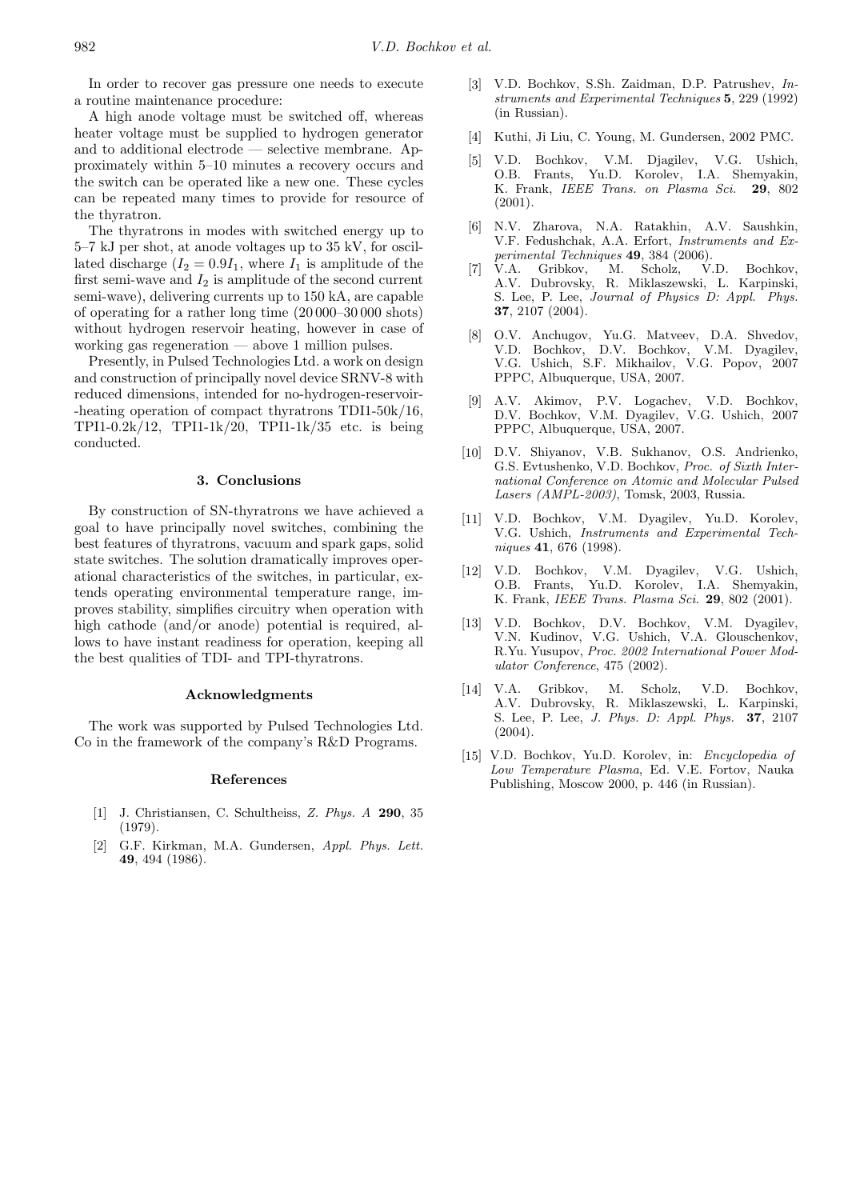In order to recover gas pressure one needs to execute a routine maintenance procedure:

A high anode voltage must be switched off, whereas heater voltage must be supplied to hydrogen generator and to additional electrode — selective membrane. Approximately within 5–10 minutes a recovery occurs and the switch can be operated like a new one. These cycles can be repeated many times to provide for resource of the thyratron.

The thyratrons in modes with switched energy up to 5–7 kJ per shot, at anode voltages up to 35 kV, for oscillated discharge ($I_2 = 0.9 I_1$, where $I_1$ is amplitude of the first semi-wave and $I_2$ is amplitude of the second current semi-wave), delivering currents up to 150 kA, are capable of operating for a rather long time (20 000–30 000 shots) without hydrogen reservoir heating, however in case of working gas regeneration — above 1 million pulses.

Presently, in Pulsed Technologies Ltd. a work on design and construction of principally novel device SRNV-8 with reduced dimensions, intended for no-hydrogen-reservoir-heating operation of compact thyratrons TDI1-50k/16, TPI1-0.2k/12, TPI1-1k/20, TPI1-1k/35 etc. is being conducted.

## 3. Conclusions

By construction of SN-thyratrons we have achieved a goal to have principally novel switches, combining the best features of thyratrons, vacuum and spark gaps, solid state switches. The solution dramatically improves operational characteristics of the switches, in particular, extends operating environmental temperature range, improves stability, simplifies circuitry when operation with high cathode (and/or anode) potential is required, allows to have instant readiness for operation, keeping all the best qualities of TDI- and TPI-thyratrons.

## Acknowledgments

The work was supported by Pulsed Technologies Ltd. Co in the framework of the company's R&D Programs.

## References

[1] J. Christiansen, C. Schultheiss, *Z. Phys. A* **290**, 35 (1979).

[2] G.F. Kirkman, M.A. Gundersen, *Appl. Phys. Lett.* **49**, 494 (1986).

[3] V.D. Bochkov, S.Sh. Zaidman, D.P. Patrushev, *Instruments and Experimental Techniques* **5**, 229 (1992) (in Russian).

[4] Kuthi, Ji Liu, C. Young, M. Gundersen, 2002 PMC.

[5] V.D. Bochkov, V.M. Djagilev, V.G. Ushich, O.B. Frants, Yu.D. Korolev, I.A. Shemyakin, K. Frank, *IEEE Trans. on Plasma Sci.* **29**, 802 (2001).

[6] N.V. Zharova, N.A. Ratakhin, A.V. Saushkin, V.F. Fedushchak, A.A. Erfort, *Instruments and Experimental Techniques* **49**, 384 (2006).

[7] V.A. Gribkov, M. Scholz, V.D. Bochkov, A.V. Dubrovsky, R. Miklaszewski, L. Karpinski, S. Lee, P. Lee, *Journal of Physics D: Appl. Phys.* **37**, 2107 (2004).

[8] O.V. Anchugov, Yu.G. Matveev, D.A. Shvedov, V.D. Bochkov, D.V. Bochkov, V.M. Dyagilev, V.G. Ushich, S.F. Mikhailov, V.G. Popov, 2007 PPPC, Albuquerque, USA, 2007.

[9] A.V. Akimov, P.V. Logachev, V.D. Bochkov, D.V. Bochkov, V.M. Dyagilev, V.G. Ushich, 2007 PPPC, Albuquerque, USA, 2007.

[10] D.V. Shiyanov, V.B. Sukhanov, O.S. Andrienko, G.S. Evtushenko, V.D. Bochkov, *Proc. of Sixth International Conference on Atomic and Molecular Pulsed Lasers (AMPL-2003)*, Tomsk, 2003, Russia.

[11] V.D. Bochkov, V.M. Dyagilev, Yu.D. Korolev, V.G. Ushich, *Instruments and Experimental Techniques* **41**, 676 (1998).

[12] V.D. Bochkov, V.M. Dyagilev, V.G. Ushich, O.B. Frants, Yu.D. Korolev, I.A. Shemyakin, K. Frank, *IEEE Trans. Plasma Sci.* **29**, 802 (2001).

[13] V.D. Bochkov, D.V. Bochkov, V.M. Dyagilev, V.N. Kudinov, V.G. Ushich, V.A. Glouschenkov, R.Yu. Yusupov, *Proc. 2002 International Power Modulator Conference*, 475 (2002).

[14] V.A. Gribkov, M. Scholz, V.D. Bochkov, A.V. Dubrovsky, R. Miklaszewski, L. Karpinski, S. Lee, P. Lee, *J. Phys. D: Appl. Phys.* **37**, 2107 (2004).

[15] V.D. Bochkov, Yu.D. Korolev, in: *Encyclopedia of Low Temperature Plasma*, Ed. V.E. Fortov, Nauka Publishing, Moscow 2000, p. 446 (in Russian).